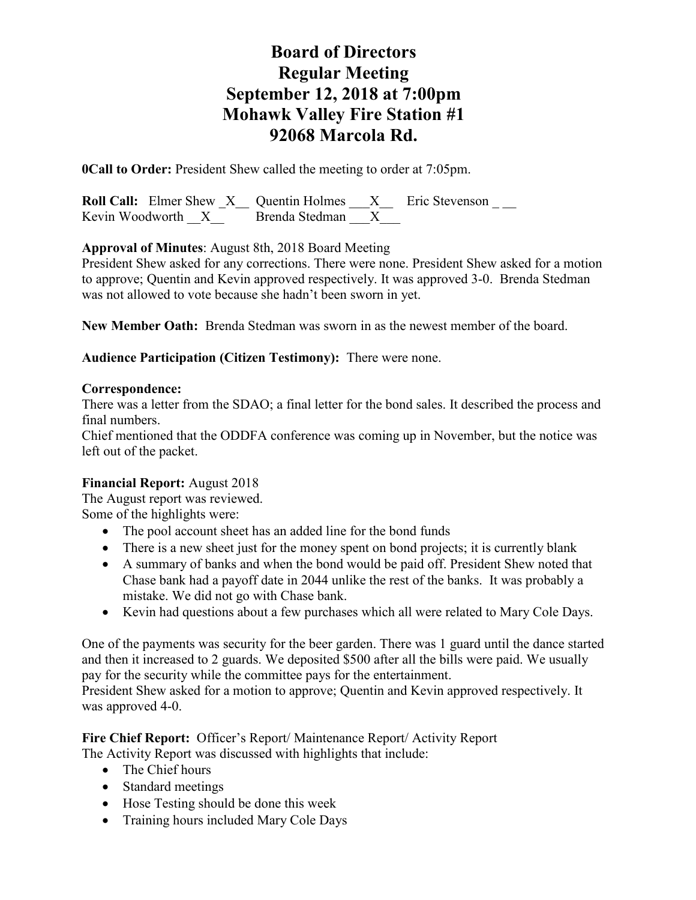# Board of Directors
# Regular Meeting
# September 12, 2018 at 7:00pm
# Mohawk Valley Fire Station #1
# 92068 Marcola Rd.

**0Call to Order:** President Shew called the meeting to order at 7:05pm.

**Roll Call:** Elmer Shew _X__ Quentin Holmes ___X__ Eric Stevenson _ __
Kevin Woodworth __X__ Brenda Stedman ___X___

**Approval of Minutes**: August 8th, 2018 Board Meeting
President Shew asked for any corrections. There were none. President Shew asked for a motion to approve; Quentin and Kevin approved respectively. It was approved 3-0. Brenda Stedman was not allowed to vote because she hadn't been sworn in yet.

**New Member Oath:** Brenda Stedman was sworn in as the newest member of the board.

**Audience Participation (Citizen Testimony):** There were none.

**Correspondence:**
There was a letter from the SDAO; a final letter for the bond sales. It described the process and final numbers.
Chief mentioned that the ODDFA conference was coming up in November, but the notice was left out of the packet.

**Financial Report:** August 2018
The August report was reviewed.
Some of the highlights were:

- The pool account sheet has an added line for the bond funds
- There is a new sheet just for the money spent on bond projects; it is currently blank
- A summary of banks and when the bond would be paid off. President Shew noted that Chase bank had a payoff date in 2044 unlike the rest of the banks. It was probably a mistake. We did not go with Chase bank.
- Kevin had questions about a few purchases which all were related to Mary Cole Days.

One of the payments was security for the beer garden. There was 1 guard until the dance started and then it increased to 2 guards. We deposited $500 after all the bills were paid. We usually pay for the security while the committee pays for the entertainment.
President Shew asked for a motion to approve; Quentin and Kevin approved respectively. It was approved 4-0.

**Fire Chief Report:** Officer's Report/ Maintenance Report/ Activity Report
The Activity Report was discussed with highlights that include:

- The Chief hours
- Standard meetings
- Hose Testing should be done this week
- Training hours included Mary Cole Days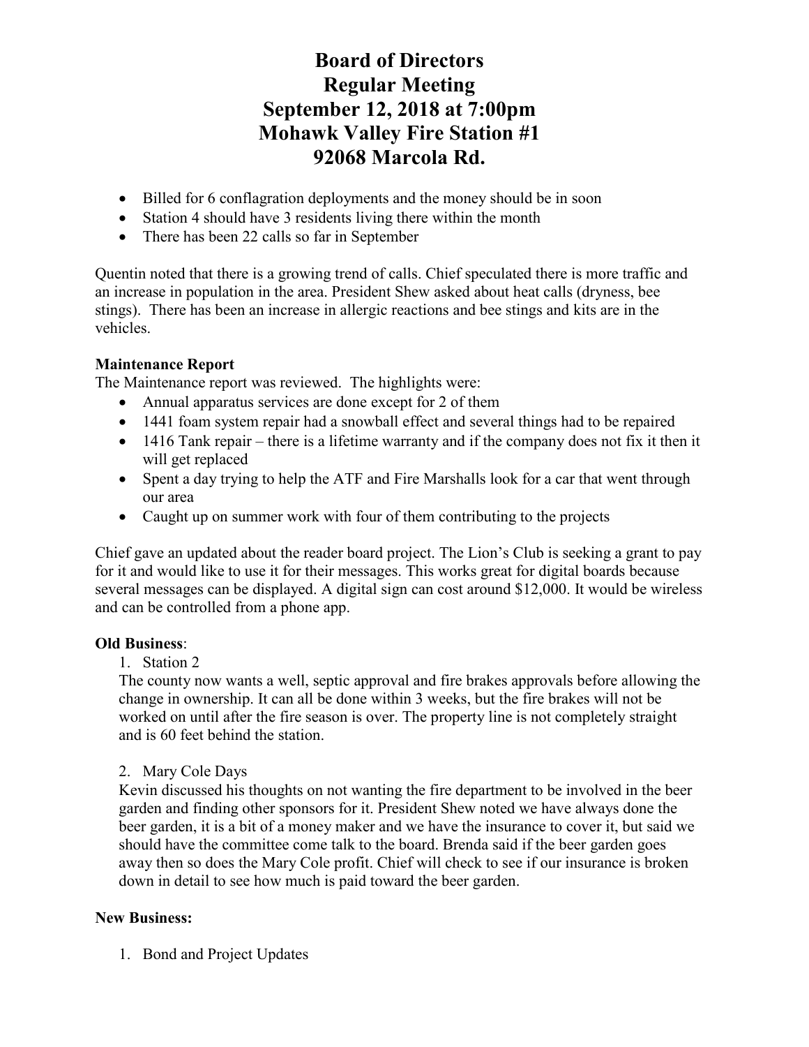# Board of Directors
# Regular Meeting
# September 12, 2018 at 7:00pm
# Mohawk Valley Fire Station #1
# 92068 Marcola Rd.

- Billed for 6 conflagration deployments and the money should be in soon
- Station 4 should have 3 residents living there within the month
- There has been 22 calls so far in September

Quentin noted that there is a growing trend of calls. Chief speculated there is more traffic and an increase in population in the area. President Shew asked about heat calls (dryness, bee stings). There has been an increase in allergic reactions and bee stings and kits are in the vehicles.

**Maintenance Report**

The Maintenance report was reviewed. The highlights were:

- Annual apparatus services are done except for 2 of them
- 1441 foam system repair had a snowball effect and several things had to be repaired
- 1416 Tank repair – there is a lifetime warranty and if the company does not fix it then it will get replaced
- Spent a day trying to help the ATF and Fire Marshalls look for a car that went through our area
- Caught up on summer work with four of them contributing to the projects

Chief gave an updated about the reader board project. The Lion's Club is seeking a grant to pay for it and would like to use it for their messages. This works great for digital boards because several messages can be displayed. A digital sign can cost around $12,000. It would be wireless and can be controlled from a phone app.

**Old Business**:

1. Station 2

The county now wants a well, septic approval and fire brakes approvals before allowing the change in ownership. It can all be done within 3 weeks, but the fire brakes will not be worked on until after the fire season is over. The property line is not completely straight and is 60 feet behind the station.

2. Mary Cole Days

Kevin discussed his thoughts on not wanting the fire department to be involved in the beer garden and finding other sponsors for it. President Shew noted we have always done the beer garden, it is a bit of a money maker and we have the insurance to cover it, but said we should have the committee come talk to the board. Brenda said if the beer garden goes away then so does the Mary Cole profit. Chief will check to see if our insurance is broken down in detail to see how much is paid toward the beer garden.

**New Business:**

1. Bond and Project Updates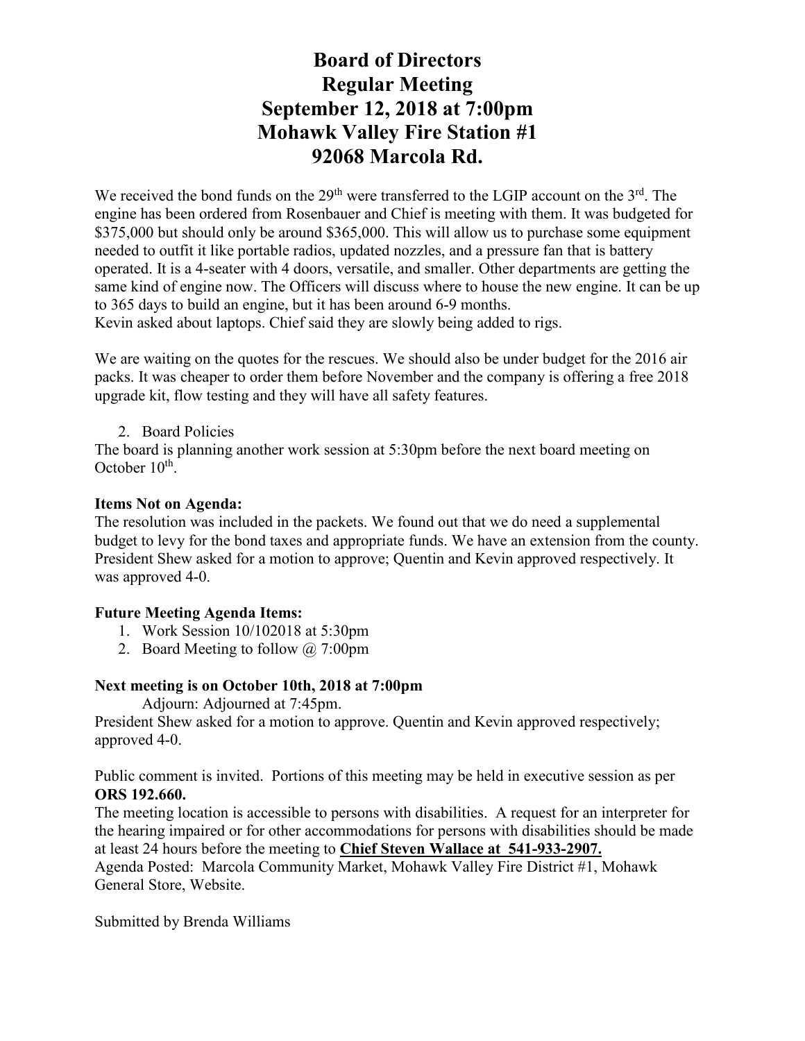# Board of Directors
# Regular Meeting
# September 12, 2018 at 7:00pm
# Mohawk Valley Fire Station #1
# 92068 Marcola Rd.

We received the bond funds on the 29th were transferred to the LGIP account on the 3rd. The engine has been ordered from Rosenbauer and Chief is meeting with them. It was budgeted for $375,000 but should only be around $365,000. This will allow us to purchase some equipment needed to outfit it like portable radios, updated nozzles, and a pressure fan that is battery operated. It is a 4-seater with 4 doors, versatile, and smaller. Other departments are getting the same kind of engine now. The Officers will discuss where to house the new engine. It can be up to 365 days to build an engine, but it has been around 6-9 months.
Kevin asked about laptops. Chief said they are slowly being added to rigs.

We are waiting on the quotes for the rescues. We should also be under budget for the 2016 air packs. It was cheaper to order them before November and the company is offering a free 2018 upgrade kit, flow testing and they will have all safety features.

2. Board Policies

The board is planning another work session at 5:30pm before the next board meeting on October 10th.

**Items Not on Agenda:**
The resolution was included in the packets. We found out that we do need a supplemental budget to levy for the bond taxes and appropriate funds. We have an extension from the county. President Shew asked for a motion to approve; Quentin and Kevin approved respectively. It was approved 4-0.

**Future Meeting Agenda Items:**
1. Work Session 10/102018 at 5:30pm
2. Board Meeting to follow @ 7:00pm

**Next meeting is on October 10th, 2018 at 7:00pm**
Adjourn: Adjourned at 7:45pm.
President Shew asked for a motion to approve. Quentin and Kevin approved respectively; approved 4-0.

Public comment is invited. Portions of this meeting may be held in executive session as per **ORS 192.660.**
The meeting location is accessible to persons with disabilities. A request for an interpreter for the hearing impaired or for other accommodations for persons with disabilities should be made at least 24 hours before the meeting to **Chief Steven Wallace at 541-933-2907.**
Agenda Posted: Marcola Community Market, Mohawk Valley Fire District #1, Mohawk General Store, Website.

Submitted by Brenda Williams